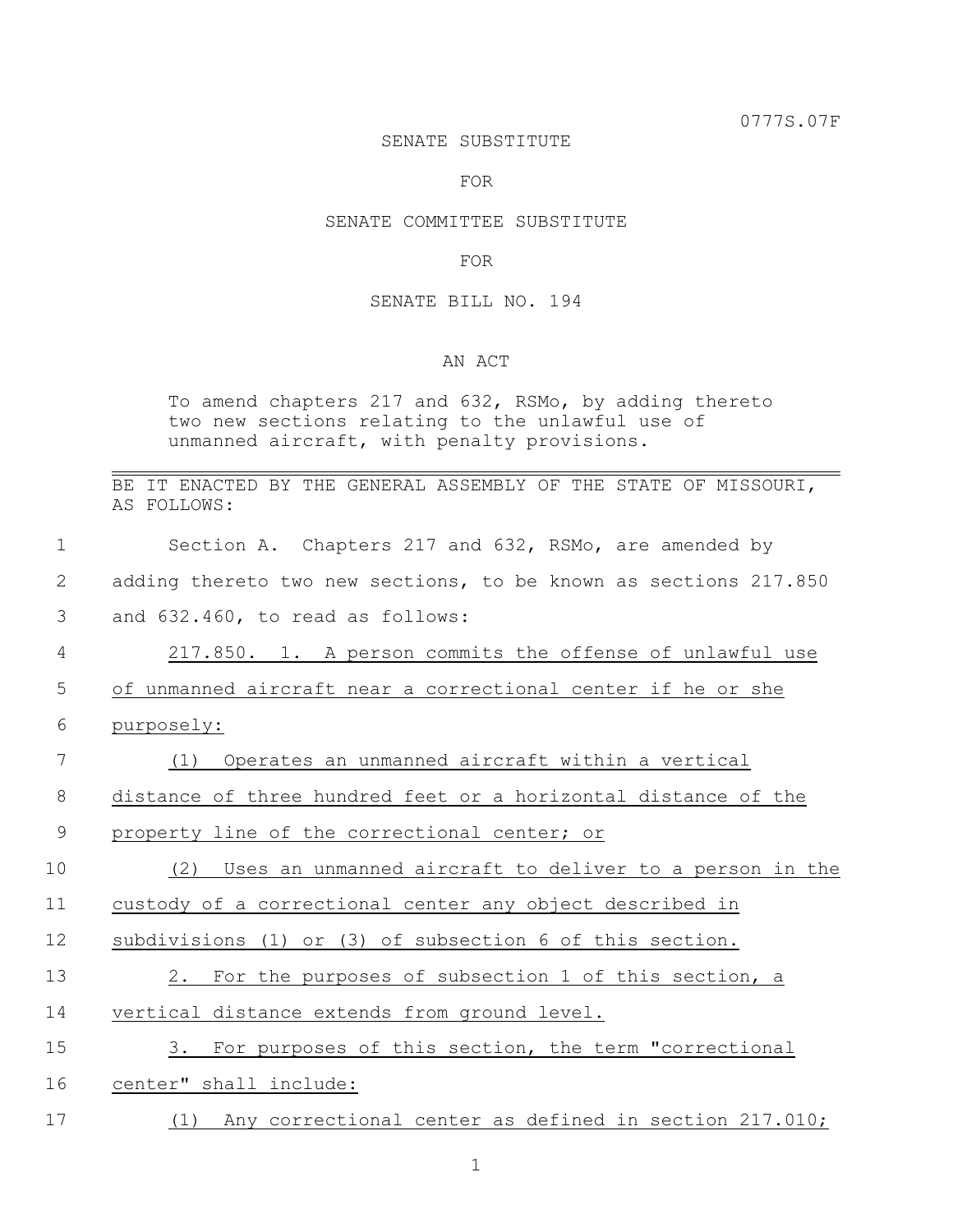0777S.07F

SENATE SUBSTITUTE

FOR

SENATE COMMITTEE SUBSTITUTE

FOR

SENATE BILL NO. 194

AN ACT

To amend chapters 217 and 632, RSMo, by adding thereto two new sections relating to the unlawful use of unmanned aircraft, with penalty provisions.

---

BE IT ENACTED BY THE GENERAL ASSEMBLY OF THE STATE OF MISSOURI, AS FOLLOWS:

Section A. Chapters 217 and 632, RSMo, are amended by adding thereto two new sections, to be known as sections 217.850 and 632.460, to read as follows:

217.850. 1. A person commits the offense of unlawful use of unmanned aircraft near a correctional center if he or she purposely:

(1) Operates an unmanned aircraft within a vertical distance of three hundred feet or a horizontal distance of the property line of the correctional center; or

(2) Uses an unmanned aircraft to deliver to a person in the custody of a correctional center any object described in subdivisions (1) or (3) of subsection 6 of this section.

2. For the purposes of subsection 1 of this section, a vertical distance extends from ground level.

3. For purposes of this section, the term "correctional center" shall include:

(1) Any correctional center as defined in section 217.010;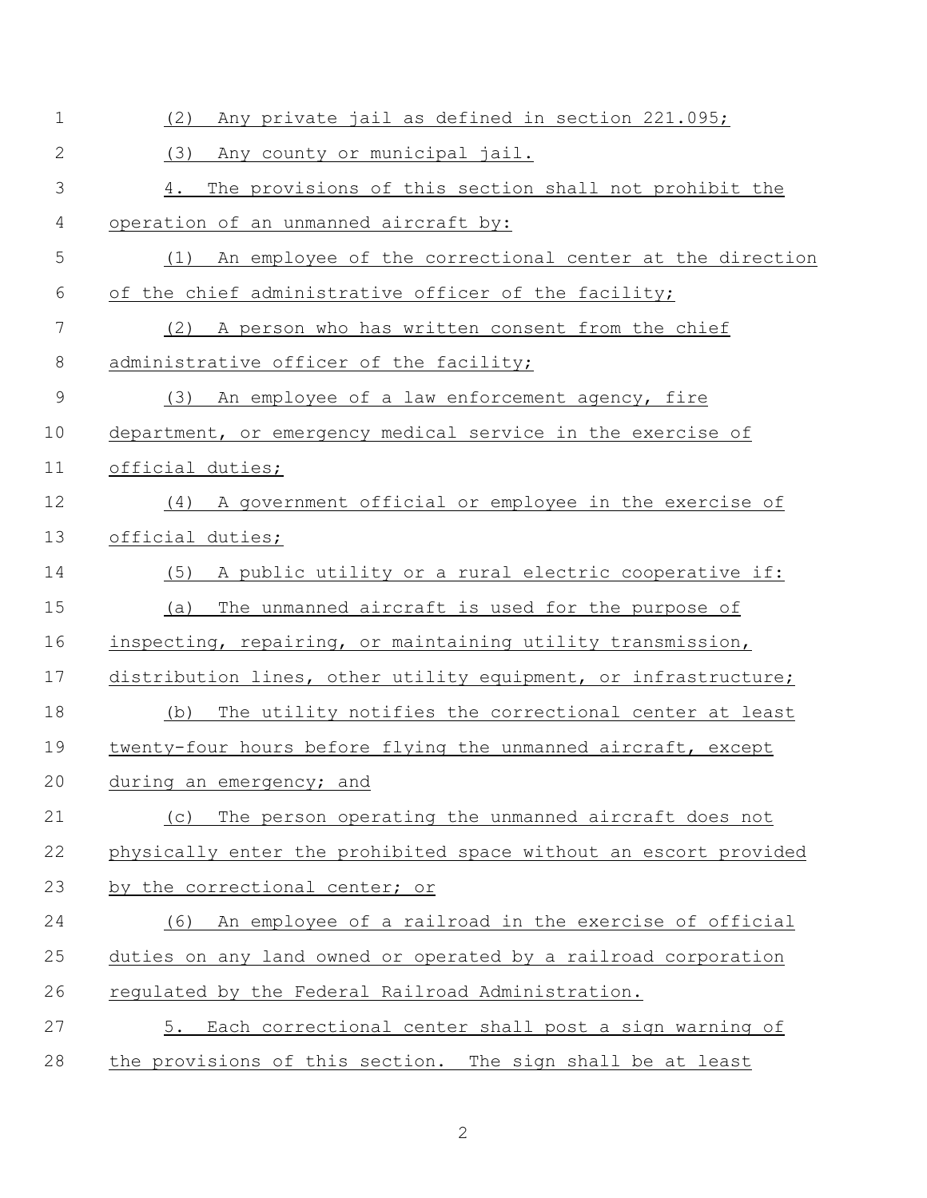(2) Any private jail as defined in section 221.095;

(3) Any county or municipal jail.

4. The provisions of this section shall not prohibit the operation of an unmanned aircraft by:

(1) An employee of the correctional center at the direction of the chief administrative officer of the facility;

(2) A person who has written consent from the chief administrative officer of the facility;

(3) An employee of a law enforcement agency, fire department, or emergency medical service in the exercise of official duties;

(4) A government official or employee in the exercise of official duties;

(5) A public utility or a rural electric cooperative if:

(a) The unmanned aircraft is used for the purpose of inspecting, repairing, or maintaining utility transmission, distribution lines, other utility equipment, or infrastructure;

(b) The utility notifies the correctional center at least twenty-four hours before flying the unmanned aircraft, except during an emergency; and

(c) The person operating the unmanned aircraft does not physically enter the prohibited space without an escort provided by the correctional center; or

(6) An employee of a railroad in the exercise of official duties on any land owned or operated by a railroad corporation regulated by the Federal Railroad Administration.

5. Each correctional center shall post a sign warning of the provisions of this section. The sign shall be at least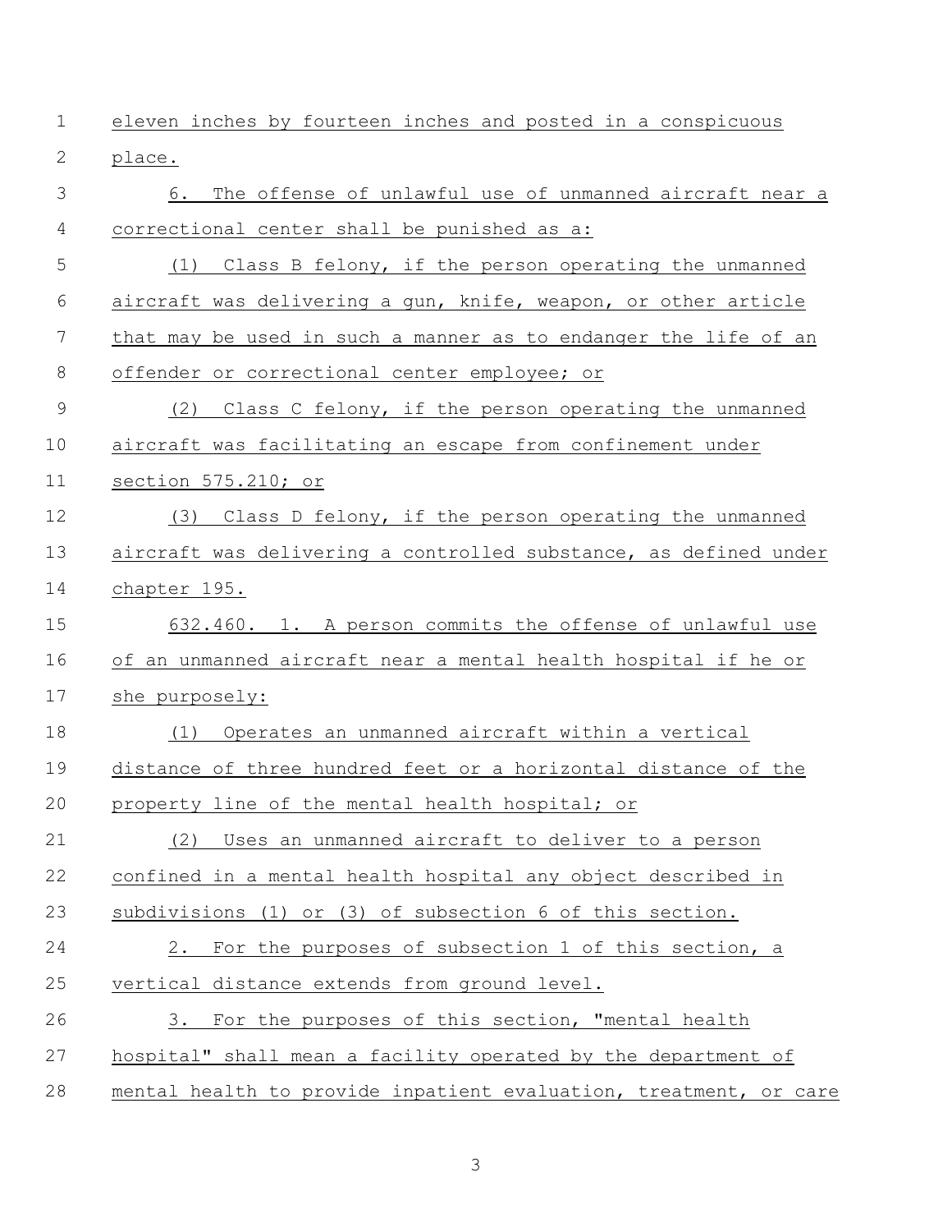eleven inches by fourteen inches and posted in a conspicuous place.

6. The offense of unlawful use of unmanned aircraft near a correctional center shall be punished as a:

(1) Class B felony, if the person operating the unmanned aircraft was delivering a gun, knife, weapon, or other article that may be used in such a manner as to endanger the life of an offender or correctional center employee; or

(2) Class C felony, if the person operating the unmanned aircraft was facilitating an escape from confinement under section 575.210; or

(3) Class D felony, if the person operating the unmanned aircraft was delivering a controlled substance, as defined under chapter 195.

632.460. 1. A person commits the offense of unlawful use of an unmanned aircraft near a mental health hospital if he or she purposely:

(1) Operates an unmanned aircraft within a vertical distance of three hundred feet or a horizontal distance of the property line of the mental health hospital; or

(2) Uses an unmanned aircraft to deliver to a person confined in a mental health hospital any object described in subdivisions (1) or (3) of subsection 6 of this section.

2. For the purposes of subsection 1 of this section, a vertical distance extends from ground level.

3. For the purposes of this section, "mental health hospital" shall mean a facility operated by the department of mental health to provide inpatient evaluation, treatment, or care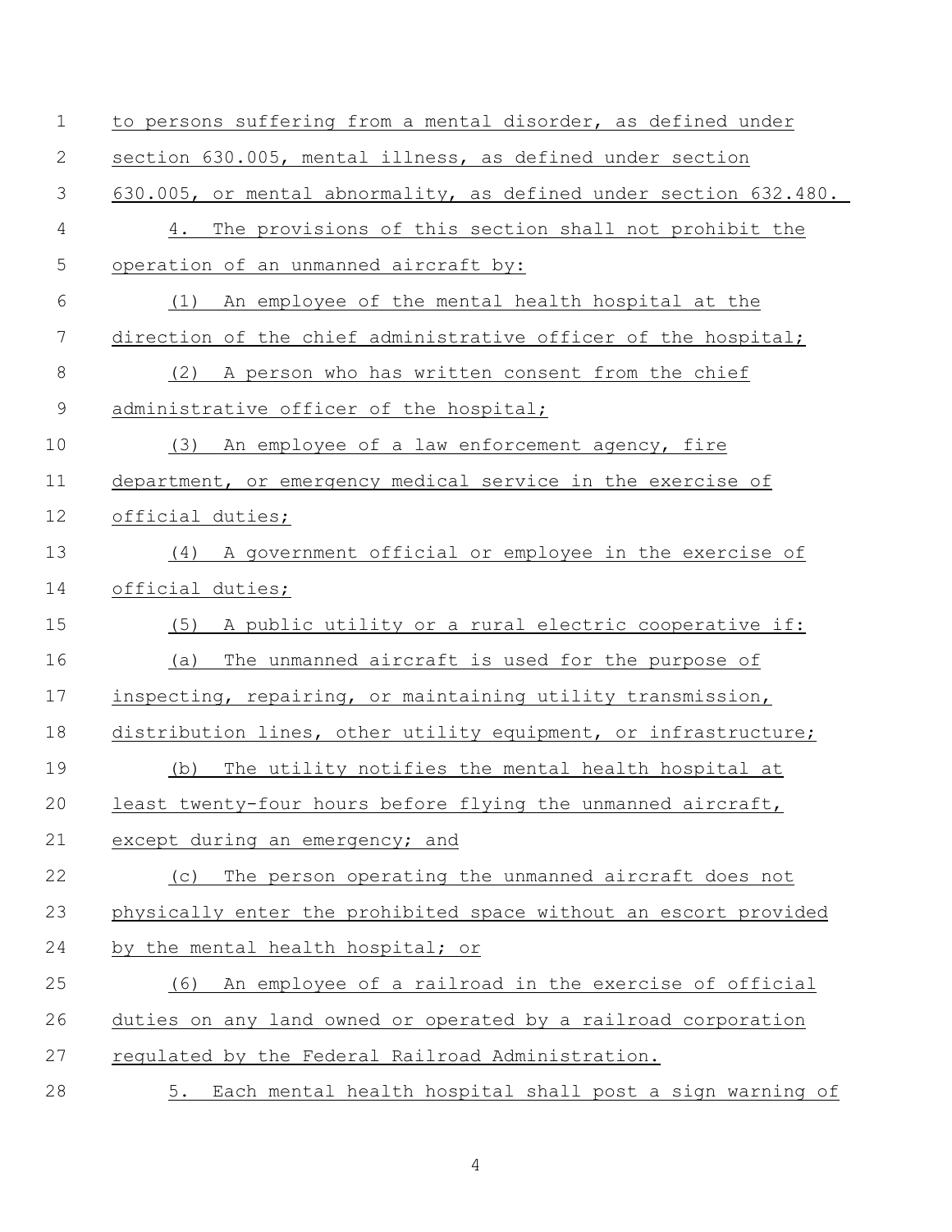to persons suffering from a mental disorder, as defined under section 630.005, mental illness, as defined under section 630.005, or mental abnormality, as defined under section 632.480.

4. The provisions of this section shall not prohibit the operation of an unmanned aircraft by:

(1) An employee of the mental health hospital at the direction of the chief administrative officer of the hospital;

(2) A person who has written consent from the chief administrative officer of the hospital;

(3) An employee of a law enforcement agency, fire department, or emergency medical service in the exercise of official duties;

(4) A government official or employee in the exercise of official duties;

(5) A public utility or a rural electric cooperative if:

(a) The unmanned aircraft is used for the purpose of inspecting, repairing, or maintaining utility transmission, distribution lines, other utility equipment, or infrastructure;

(b) The utility notifies the mental health hospital at least twenty-four hours before flying the unmanned aircraft, except during an emergency; and

(c) The person operating the unmanned aircraft does not physically enter the prohibited space without an escort provided by the mental health hospital; or

(6) An employee of a railroad in the exercise of official duties on any land owned or operated by a railroad corporation regulated by the Federal Railroad Administration.

5. Each mental health hospital shall post a sign warning of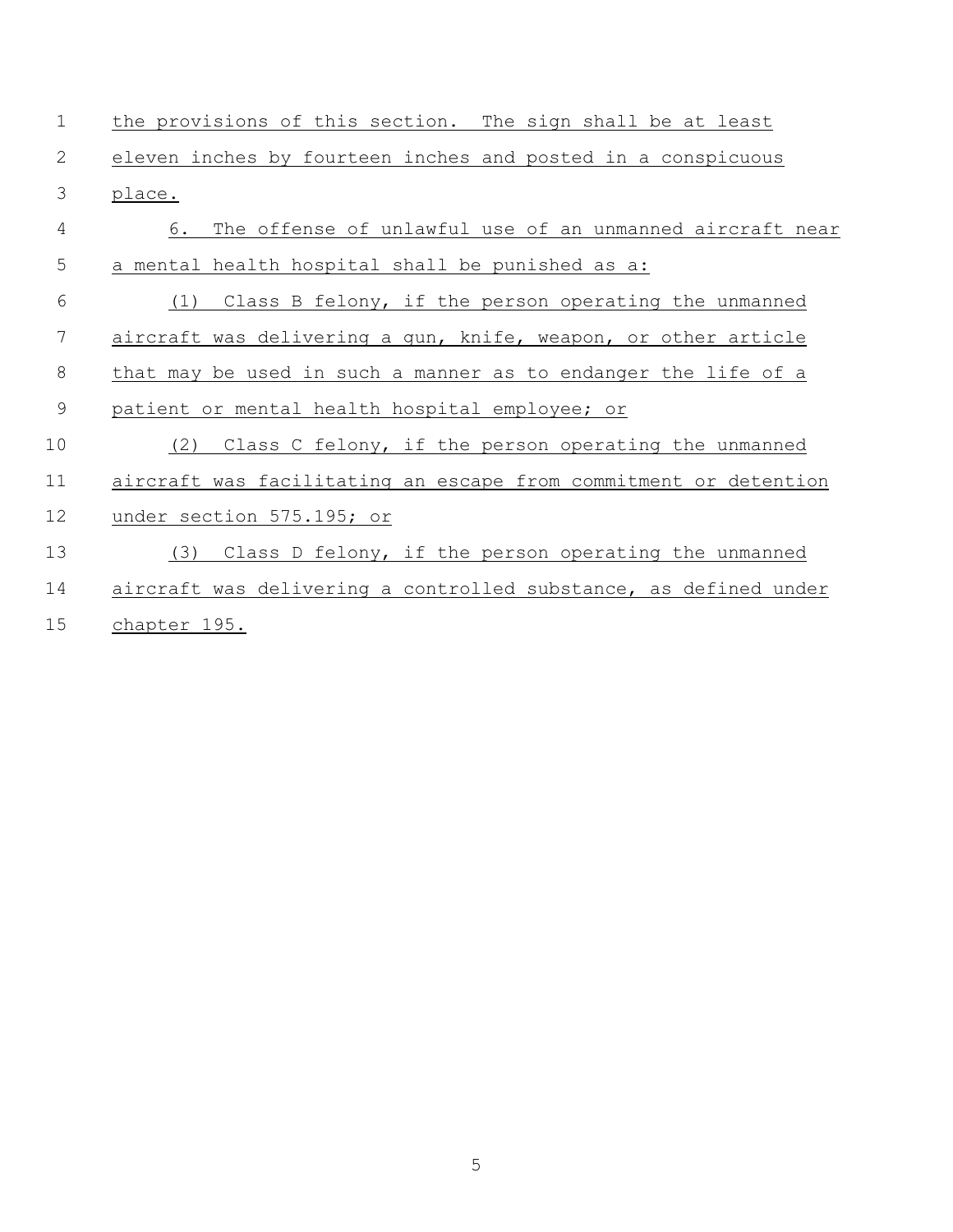the provisions of this section. The sign shall be at least eleven inches by fourteen inches and posted in a conspicuous place.

6. The offense of unlawful use of an unmanned aircraft near a mental health hospital shall be punished as a:

(1) Class B felony, if the person operating the unmanned aircraft was delivering a gun, knife, weapon, or other article that may be used in such a manner as to endanger the life of a patient or mental health hospital employee; or

(2) Class C felony, if the person operating the unmanned aircraft was facilitating an escape from commitment or detention under section 575.195; or

(3) Class D felony, if the person operating the unmanned aircraft was delivering a controlled substance, as defined under chapter 195.